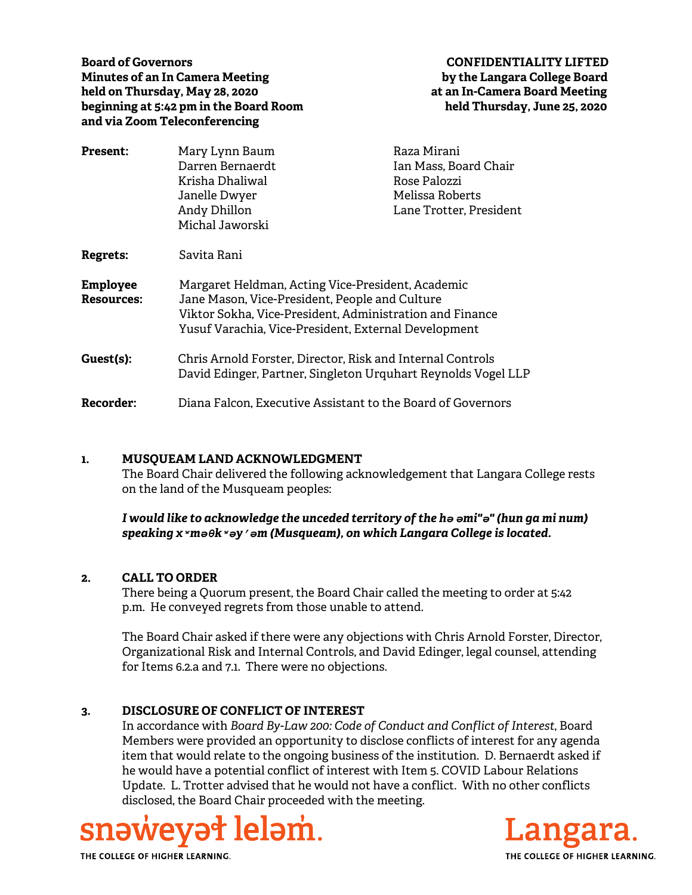**Board of Governors**
**Minutes of an In Camera Meeting**
**held on Thursday, May 28, 2020**
**beginning at 5:42 pm in the Board Room**
**and via Zoom Teleconferencing**

**CONFIDENTIALITY LIFTED**
**by the Langara College Board**
**at an In-Camera Board Meeting**
**held Thursday, June 25, 2020**

| | | |
|---|---|---|
| **Present:** | Mary Lynn Baum<br>Darren Bernaerdt<br>Krisha Dhaliwal<br>Janelle Dwyer<br>Andy Dhillon<br>Michal Jaworski | Raza Mirani<br>Ian Mass, Board Chair<br>Rose Palozzi<br>Melissa Roberts<br>Lane Trotter, President |
| **Regrets:** | Savita Rani | |
| **Employee Resources:** | Margaret Heldman, Acting Vice-President, Academic<br>Jane Mason, Vice-President, People and Culture<br>Viktor Sokha, Vice-President, Administration and Finance<br>Yusuf Varachia, Vice-President, External Development | |
| **Guest(s):** | Chris Arnold Forster, Director, Risk and Internal Controls<br>David Edinger, Partner, Singleton Urquhart Reynolds Vogel LLP | |
| **Recorder:** | Diana Falcon, Executive Assistant to the Board of Governors | |

## 1. MUSQUEAM LAND ACKNOWLEDGMENT

The Board Chair delivered the following acknowledgement that Langara College rests on the land of the Musqueam peoples:

***I would like to acknowledge the unceded territory of the hə əmi"ə" (hun ga mi num) speaking xʷməθkʷəy̓əm (Musqueam), on which Langara College is located.***

## 2. CALL TO ORDER

There being a Quorum present, the Board Chair called the meeting to order at 5:42 p.m. He conveyed regrets from those unable to attend.

The Board Chair asked if there were any objections with Chris Arnold Forster, Director, Organizational Risk and Internal Controls, and David Edinger, legal counsel, attending for Items 6.2.a and 7.1. There were no objections.

## 3. DISCLOSURE OF CONFLICT OF INTEREST

In accordance with *Board By-Law 200: Code of Conduct and Conflict of Interest*, Board Members were provided an opportunity to disclose conflicts of interest for any agenda item that would relate to the ongoing business of the institution. D. Bernaerdt asked if he would have a potential conflict of interest with Item 5. COVID Labour Relations Update. L. Trotter advised that he would not have a conflict. With no other conflicts disclosed, the Board Chair proceeded with the meeting.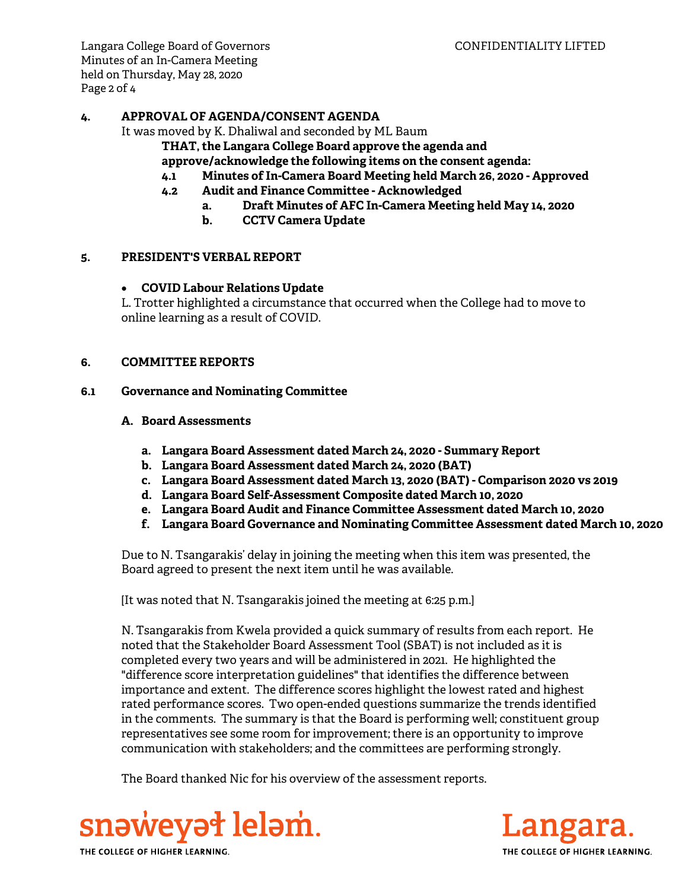## 4. APPROVAL OF AGENDA/CONSENT AGENDA

It was moved by K. Dhaliwal and seconded by ML Baum

**THAT, the Langara College Board approve the agenda and approve/acknowledge the following items on the consent agenda:**

- **4.1 Minutes of In-Camera Board Meeting held March 26, 2020 - Approved**
- **4.2 Audit and Finance Committee - Acknowledged**
    - **a. Draft Minutes of AFC In-Camera Meeting held May 14, 2020**
    - **b. CCTV Camera Update**

## 5. PRESIDENT'S VERBAL REPORT

- **COVID Labour Relations Update**

L. Trotter highlighted a circumstance that occurred when the College had to move to online learning as a result of COVID.

## 6. COMMITTEE REPORTS

### 6.1 Governance and Nominating Committee

#### A. Board Assessments

a. **Langara Board Assessment dated March 24, 2020 - Summary Report**
b. **Langara Board Assessment dated March 24, 2020 (BAT)**
c. **Langara Board Assessment dated March 13, 2020 (BAT) - Comparison 2020 vs 2019**
d. **Langara Board Self-Assessment Composite dated March 10, 2020**
e. **Langara Board Audit and Finance Committee Assessment dated March 10, 2020**
f. **Langara Board Governance and Nominating Committee Assessment dated March 10, 2020**

Due to N. Tsangarakis' delay in joining the meeting when this item was presented, the Board agreed to present the next item until he was available.

[It was noted that N. Tsangarakis joined the meeting at 6:25 p.m.]

N. Tsangarakis from Kwela provided a quick summary of results from each report. He noted that the Stakeholder Board Assessment Tool (SBAT) is not included as it is completed every two years and will be administered in 2021. He highlighted the "difference score interpretation guidelines" that identifies the difference between importance and extent. The difference scores highlight the lowest rated and highest rated performance scores. Two open-ended questions summarize the trends identified in the comments. The summary is that the Board is performing well; constituent group representatives see some room for improvement; there is an opportunity to improve communication with stakeholders; and the committees are performing strongly.

The Board thanked Nic for his overview of the assessment reports.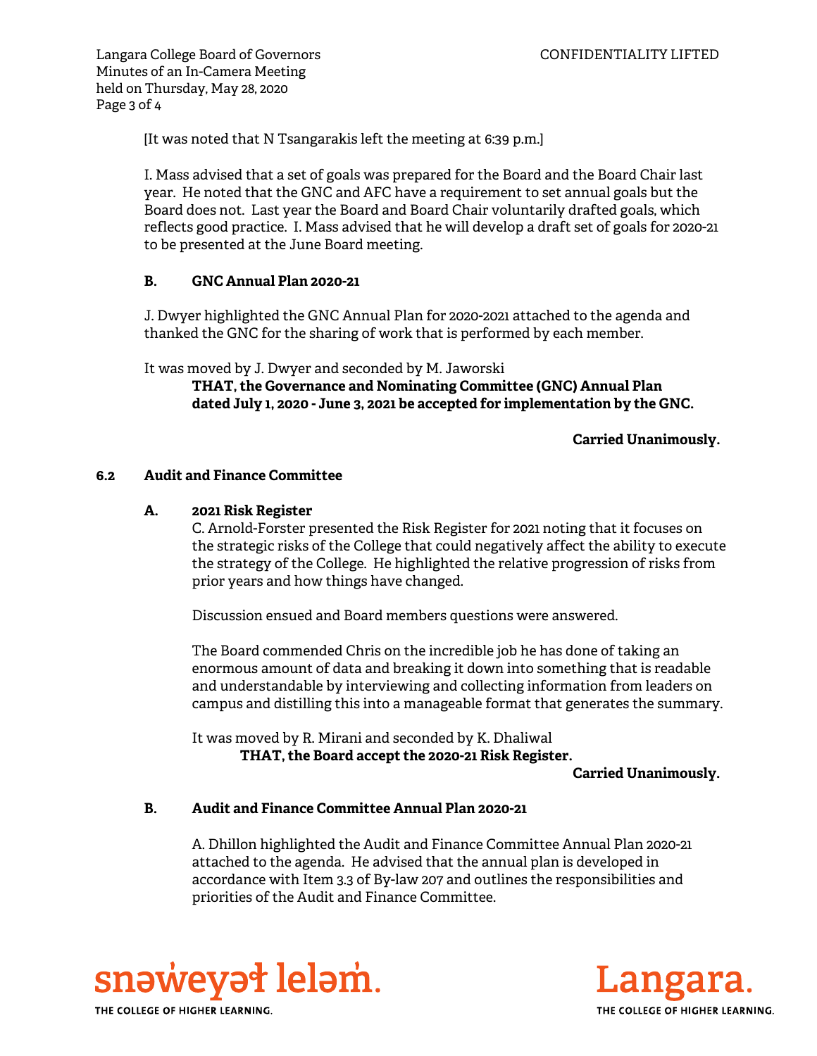[It was noted that N Tsangarakis left the meeting at 6:39 p.m.]

I. Mass advised that a set of goals was prepared for the Board and the Board Chair last year. He noted that the GNC and AFC have a requirement to set annual goals but the Board does not. Last year the Board and Board Chair voluntarily drafted goals, which reflects good practice. I. Mass advised that he will develop a draft set of goals for 2020-21 to be presented at the June Board meeting.

**B. GNC Annual Plan 2020-21**

J. Dwyer highlighted the GNC Annual Plan for 2020-2021 attached to the agenda and thanked the GNC for the sharing of work that is performed by each member.

It was moved by J. Dwyer and seconded by M. Jaworski

**THAT, the Governance and Nominating Committee (GNC) Annual Plan dated July 1, 2020 - June 3, 2021 be accepted for implementation by the GNC.**

**Carried Unanimously.**

**6.2 Audit and Finance Committee**

**A. 2021 Risk Register**

C. Arnold-Forster presented the Risk Register for 2021 noting that it focuses on the strategic risks of the College that could negatively affect the ability to execute the strategy of the College. He highlighted the relative progression of risks from prior years and how things have changed.

Discussion ensued and Board members questions were answered.

The Board commended Chris on the incredible job he has done of taking an enormous amount of data and breaking it down into something that is readable and understandable by interviewing and collecting information from leaders on campus and distilling this into a manageable format that generates the summary.

It was moved by R. Mirani and seconded by K. Dhaliwal

**THAT, the Board accept the 2020-21 Risk Register.**

**Carried Unanimously.**

**B. Audit and Finance Committee Annual Plan 2020-21**

A. Dhillon highlighted the Audit and Finance Committee Annual Plan 2020-21 attached to the agenda. He advised that the annual plan is developed in accordance with Item 3.3 of By-law 207 and outlines the responsibilities and priorities of the Audit and Finance Committee.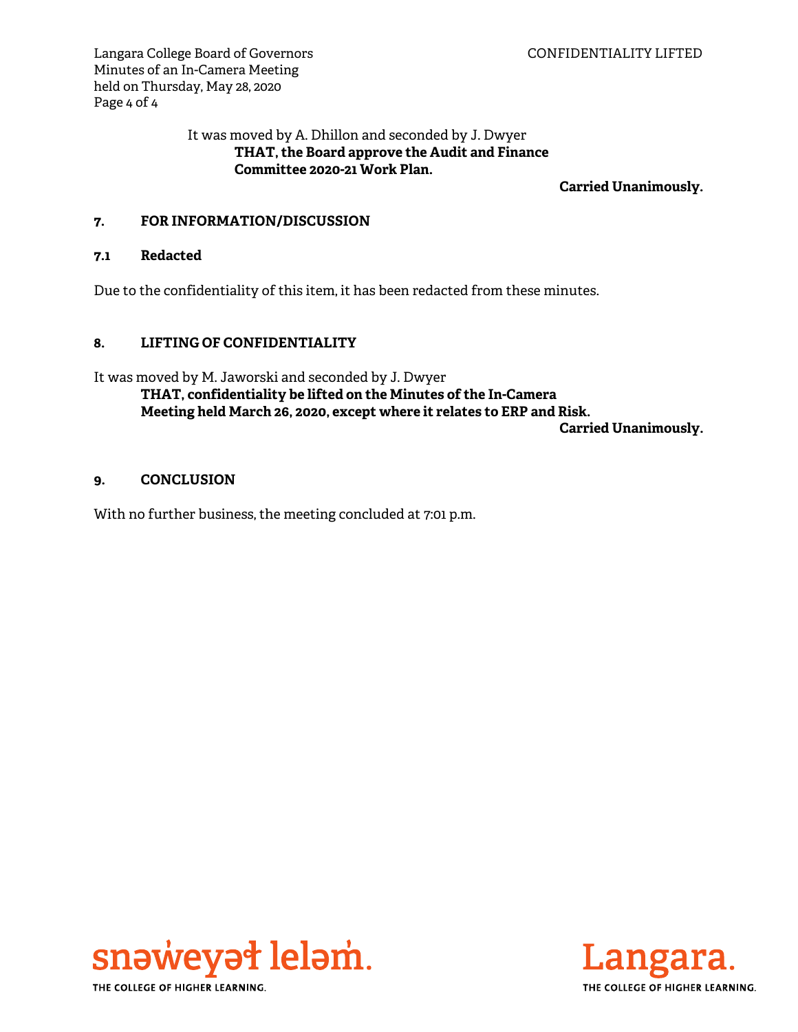It was moved by A. Dhillon and seconded by J. Dwyer

**THAT, the Board approve the Audit and Finance Committee 2020-21 Work Plan.**

**Carried Unanimously.**

## 7. FOR INFORMATION/DISCUSSION

### 7.1 Redacted

Due to the confidentiality of this item, it has been redacted from these minutes.

## 8. LIFTING OF CONFIDENTIALITY

It was moved by M. Jaworski and seconded by J. Dwyer

**THAT, confidentiality be lifted on the Minutes of the In-Camera Meeting held March 26, 2020, except where it relates to ERP and Risk.**

**Carried Unanimously.**

## 9. CONCLUSION

With no further business, the meeting concluded at 7:01 p.m.

snəw̓eyəɬ leləm̓.
THE COLLEGE OF HIGHER LEARNING.

Langara.
THE COLLEGE OF HIGHER LEARNING.